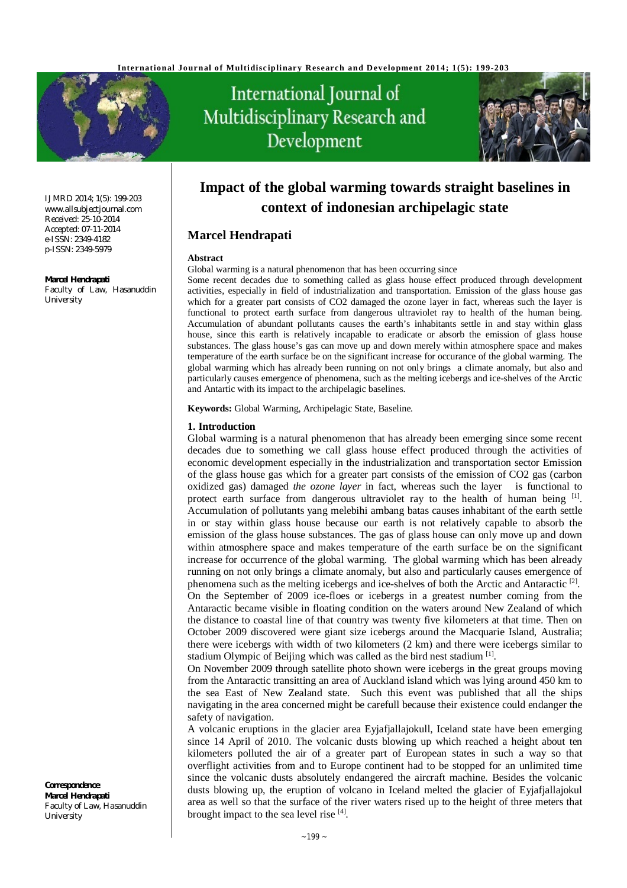# Impact of the global warming towards straight baselines in context of indonesian archipelagic state

## Marcel Hendrapati

IJMRD 2014; 1(5): 199-203
www.allsubjectjournal.com
Received: 25-10-2014
Accepted: 07-11-2014
e-ISSN: 2349-4182
p-ISSN: 2349-5979

**Marcel Hendrapati**
Faculty of Law, Hasanuddin University

**Correspondence:**
**Marcel Hendrapati**
Faculty of Law, Hasanuddin University

### Abstract

Global warming is a natural phenomenon that has been occurring since

Some recent decades due to something called as glass house effect produced through development activities, especially in field of industrialization and transportation. Emission of the glass house gas which for a greater part consists of CO2 damaged the ozone layer in fact, whereas such the layer is functional to protect earth surface from dangerous ultraviolet ray to health of the human being. Accumulation of abundant pollutants causes the earth's inhabitants settle in and stay within glass house, since this earth is relatively incapable to eradicate or absorb the emission of glass house substances. The glass house's gas can move up and down merely within atmosphere space and makes temperature of the earth surface be on the significant increase for occurance of the global warming. The global warming which has already been running on not only brings a climate anomaly, but also and particularly causes emergence of phenomena, such as the melting icebergs and ice-shelves of the Arctic and Antartic with its impact to the archipelagic baselines.

**Keywords:** Global Warming, Archipelagic State, Baseline.

### 1. Introduction

Global warming is a natural phenomenon that has already been emerging since some recent decades due to something we call glass house effect produced through the activities of economic development especially in the industrialization and transportation sector Emission of the glass house gas which for a greater part consists of the emission of CO2 gas (carbon oxidized gas) damaged *the ozone layer* in fact, whereas such the layer is functional to protect earth surface from dangerous ultraviolet ray to the health of human being [1]. Accumulation of pollutants yang melebihi ambang batas causes inhabitant of the earth settle in or stay within glass house because our earth is not relatively capable to absorb the emission of the glass house substances. The gas of glass house can only move up and down within atmosphere space and makes temperature of the earth surface be on the significant increase for occurrence of the global warming. The global warming which has been already running on not only brings a climate anomaly, but also and particularly causes emergence of phenomena such as the melting icebergs and ice-shelves of both the Arctic and Antaractic [2].

On the September of 2009 ice-floes or icebergs in a greatest number coming from the Antaractic became visible in floating condition on the waters around New Zealand of which the distance to coastal line of that country was twenty five kilometers at that time. Then on October 2009 discovered were giant size icebergs around the Macquarie Island, Australia; there were icebergs with width of two kilometers (2 km) and there were icebergs similar to stadium Olympic of Beijing which was called as the bird nest stadium [1].

On November 2009 through satellite photo shown were icebergs in the great groups moving from the Antaractic transitting an area of Auckland island which was lying around 450 km to the sea East of New Zealand state. Such this event was published that all the ships navigating in the area concerned might be carefull because their existence could endanger the safety of navigation.

A volcanic eruptions in the glacier area Eyjafjallajokull, Iceland state have been emerging since 14 April of 2010. The volcanic dusts blowing up which reached a height about ten kilometers polluted the air of a greater part of European states in such a way so that overflight activities from and to Europe continent had to be stopped for an unlimited time since the volcanic dusts absolutely endangered the aircraft machine. Besides the volcanic dusts blowing up, the eruption of volcano in Iceland melted the glacier of Eyjafjallajokul area as well so that the surface of the river waters rised up to the height of three meters that brought impact to the sea level rise [4].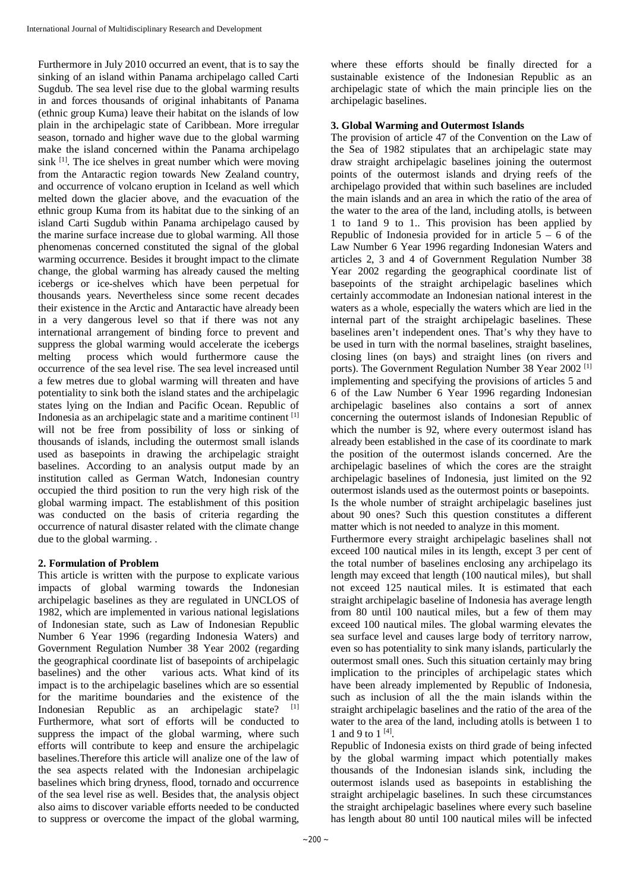Furthermore in July 2010 occurred an event, that is to say the sinking of an island within Panama archipelago called Carti Sugdub. The sea level rise due to the global warming results in and forces thousands of original inhabitants of Panama (ethnic group Kuma) leave their habitat on the islands of low plain in the archipelagic state of Caribbean. More irregular season, tornado and higher wave due to the global warming make the island concerned within the Panama archipelago sink [1]. The ice shelves in great number which were moving from the Antaractic region towards New Zealand country, and occurrence of volcano eruption in Iceland as well which melted down the glacier above, and the evacuation of the ethnic group Kuma from its habitat due to the sinking of an island Carti Sugdub within Panama archipelago caused by the marine surface increase due to global warming. All those phenomenas concerned constituted the signal of the global warming occurrence. Besides it brought impact to the climate change, the global warming has already caused the melting icebergs or ice-shelves which have been perpetual for thousands years. Nevertheless since some recent decades their existence in the Arctic and Antaractic have already been in a very dangerous level so that if there was not any international arrangement of binding force to prevent and suppress the global warming would accelerate the icebergs melting process which would furthermore cause the occurrence of the sea level rise. The sea level increased until a few metres due to global warming will threaten and have potentiality to sink both the island states and the archipelagic states lying on the Indian and Pacific Ocean. Republic of Indonesia as an archipelagic state and a maritime continent [1] will not be free from possibility of loss or sinking of thousands of islands, including the outermost small islands used as basepoints in drawing the archipelagic straight baselines. According to an analysis output made by an institution called as German Watch, Indonesian country occupied the third position to run the very high risk of the global warming impact. The establishment of this position was conducted on the basis of criteria regarding the occurrence of natural disaster related with the climate change due to the global warming. .

## 2. Formulation of Problem

This article is written with the purpose to explicate various impacts of global warming towards the Indonesian archipelagic baselines as they are regulated in UNCLOS of 1982, which are implemented in various national legislations of Indonesian state, such as Law of Indonesian Republic Number 6 Year 1996 (regarding Indonesia Waters) and Government Regulation Number 38 Year 2002 (regarding the geographical coordinate list of basepoints of archipelagic baselines) and the other various acts. What kind of its impact is to the archipelagic baselines which are so essential for the maritime boundaries and the existence of the Indonesian Republic as an archipelagic state? [1] Furthermore, what sort of efforts will be conducted to suppress the impact of the global warming, where such efforts will contribute to keep and ensure the archipelagic baselines.Therefore this article will analize one of the law of the sea aspects related with the Indonesian archipelagic baselines which bring dryness, flood, tornado and occurrence of the sea level rise as well. Besides that, the analysis object also aims to discover variable efforts needed to be conducted to suppress or overcome the impact of the global warming, where these efforts should be finally directed for a sustainable existence of the Indonesian Republic as an archipelagic state of which the main principle lies on the archipelagic baselines.

## 3. Global Warming and Outermost Islands

The provision of article 47 of the Convention on the Law of the Sea of 1982 stipulates that an archipelagic state may draw straight archipelagic baselines joining the outermost points of the outermost islands and drying reefs of the archipelago provided that within such baselines are included the main islands and an area in which the ratio of the area of the water to the area of the land, including atolls, is between 1 to 1and 9 to 1.. This provision has been applied by Republic of Indonesia provided for in article 5 – 6 of the Law Number 6 Year 1996 regarding Indonesian Waters and articles 2, 3 and 4 of Government Regulation Number 38 Year 2002 regarding the geographical coordinate list of basepoints of the straight archipelagic baselines which certainly accommodate an Indonesian national interest in the waters as a whole, especially the waters which are lied in the internal part of the straight archipelagic baselines. These baselines aren't independent ones. That's why they have to be used in turn with the normal baselines, straight baselines, closing lines (on bays) and straight lines (on rivers and ports). The Government Regulation Number 38 Year 2002 [1] implementing and specifying the provisions of articles 5 and 6 of the Law Number 6 Year 1996 regarding Indonesian archipelagic baselines also contains a sort of annex concerning the outermost islands of Indonesian Republic of which the number is 92, where every outermost island has already been established in the case of its coordinate to mark the position of the outermost islands concerned. Are the archipelagic baselines of which the cores are the straight archipelagic baselines of Indonesia, just limited on the 92 outermost islands used as the outermost points or basepoints. Is the whole number of straight archipelagic baselines just about 90 ones? Such this question constitutes a different matter which is not needed to analyze in this moment.

Furthermore every straight archipelagic baselines shall not exceed 100 nautical miles in its length, except 3 per cent of the total number of baselines enclosing any archipelago its length may exceed that length (100 nautical miles), but shall not exceed 125 nautical miles. It is estimated that each straight archipelagic baseline of Indonesia has average length from 80 until 100 nautical miles, but a few of them may exceed 100 nautical miles. The global warming elevates the sea surface level and causes large body of territory narrow, even so has potentiality to sink many islands, particularly the outermost small ones. Such this situation certainly may bring implication to the principles of archipelagic states which have been already implemented by Republic of Indonesia, such as inclusion of all the the main islands within the straight archipelagic baselines and the ratio of the area of the water to the area of the land, including atolls is between 1 to 1 and 9 to 1 [4].

Republic of Indonesia exists on third grade of being infected by the global warming impact which potentially makes thousands of the Indonesian islands sink, including the outermost islands used as basepoints in establishing the straight archipelagic baselines. In such these circumstances the straight archipelagic baselines where every such baseline has length about 80 until 100 nautical miles will be infected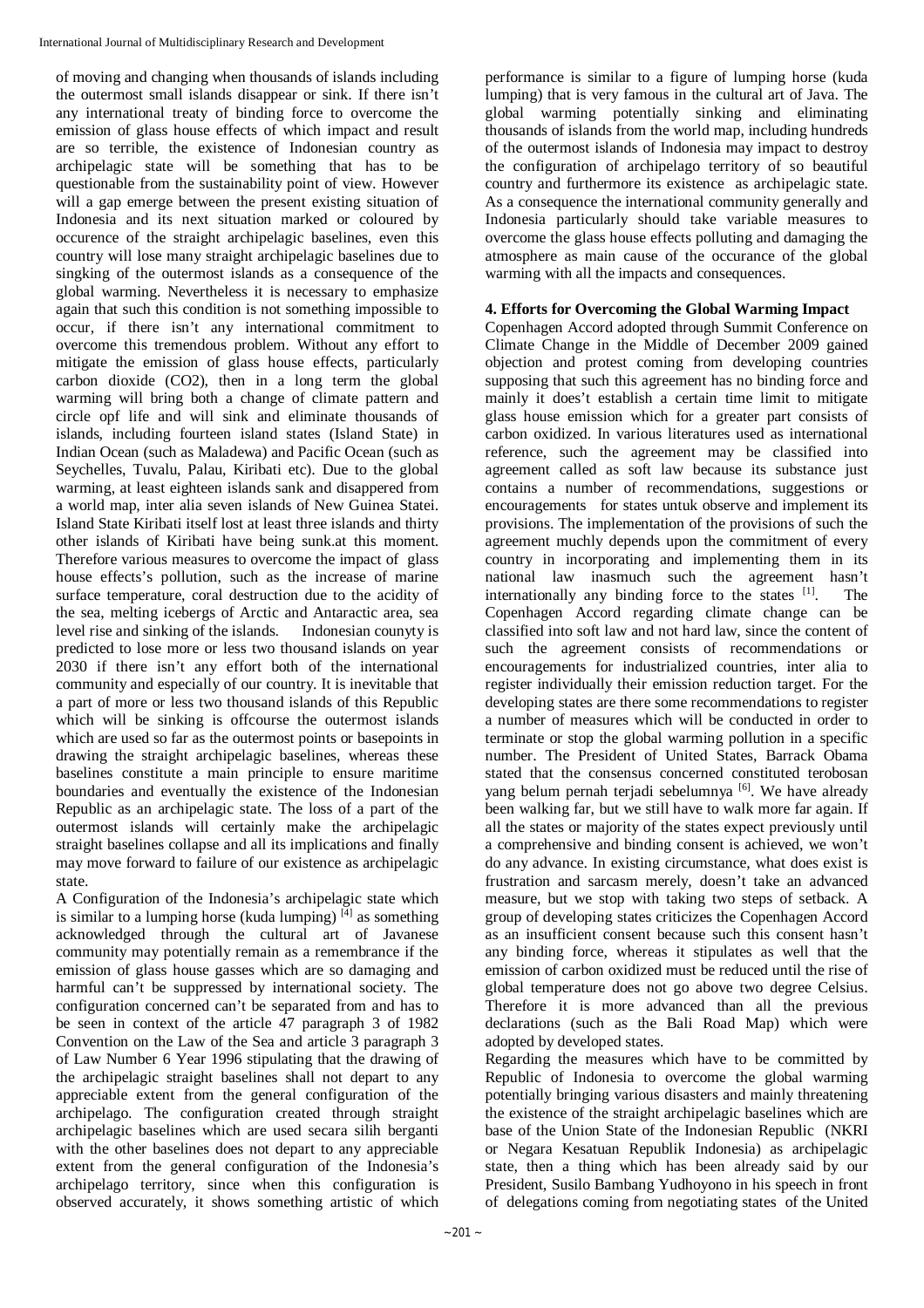of moving and changing when thousands of islands including the outermost small islands disappear or sink. If there isn't any international treaty of binding force to overcome the emission of glass house effects of which impact and result are so terrible, the existence of Indonesian country as archipelagic state will be something that has to be questionable from the sustainability point of view. However will a gap emerge between the present existing situation of Indonesia and its next situation marked or coloured by occurence of the straight archipelagic baselines, even this country will lose many straight archipelagic baselines due to singking of the outermost islands as a consequence of the global warming. Nevertheless it is necessary to emphasize again that such this condition is not something impossible to occur, if there isn't any international commitment to overcome this tremendous problem. Without any effort to mitigate the emission of glass house effects, particularly carbon dioxide ($CO_2$), then in a long term the global warming will bring both a change of climate pattern and circle opf life and will sink and eliminate thousands of islands, including fourteen island states (Island State) in Indian Ocean (such as Maladewa) and Pacific Ocean (such as Seychelles, Tuvalu, Palau, Kiribati etc). Due to the global warming, at least eighteen islands sank and disappered from a world map, inter alia seven islands of New Guinea Statei. Island State Kiribati itself lost at least three islands and thirty other islands of Kiribati have being sunk.at this moment. Therefore various measures to overcome the impact of glass house effects's pollution, such as the increase of marine surface temperature, coral destruction due to the acidity of the sea, melting icebergs of Arctic and Antaractic area, sea level rise and sinking of the islands. Indonesian counyty is predicted to lose more or less two thousand islands on year 2030 if there isn't any effort both of the international community and especially of our country. It is inevitable that a part of more or less two thousand islands of this Republic which will be sinking is offcourse the outermost islands which are used so far as the outermost points or basepoints in drawing the straight archipelagic baselines, whereas these baselines constitute a main principle to ensure maritime boundaries and eventually the existence of the Indonesian Republic as an archipelagic state. The loss of a part of the outermost islands will certainly make the archipelagic straight baselines collapse and all its implications and finally may move forward to failure of our existence as archipelagic state.

A Configuration of the Indonesia's archipelagic state which is similar to a lumping horse (kuda lumping) [4] as something acknowledged through the cultural art of Javanese community may potentially remain as a remembrance if the emission of glass house gasses which are so damaging and harmful can't be suppressed by international society. The configuration concerned can't be separated from and has to be seen in context of the article 47 paragraph 3 of 1982 Convention on the Law of the Sea and article 3 paragraph 3 of Law Number 6 Year 1996 stipulating that the drawing of the archipelagic straight baselines shall not depart to any appreciable extent from the general configuration of the archipelago. The configuration created through straight archipelagic baselines which are used secara silih berganti with the other baselines does not depart to any appreciable extent from the general configuration of the Indonesia's archipelago territory, since when this configuration is observed accurately, it shows something artistic of which performance is similar to a figure of lumping horse (kuda lumping) that is very famous in the cultural art of Java. The global warming potentially sinking and eliminating thousands of islands from the world map, including hundreds of the outermost islands of Indonesia may impact to destroy the configuration of archipelago territory of so beautiful country and furthermore its existence as archipelagic state. As a consequence the international community generally and Indonesia particularly should take variable measures to overcome the glass house effects polluting and damaging the atmosphere as main cause of the occurance of the global warming with all the impacts and consequences.

## 4. Efforts for Overcoming the Global Warming Impact

Copenhagen Accord adopted through Summit Conference on Climate Change in the Middle of December 2009 gained objection and protest coming from developing countries supposing that such this agreement has no binding force and mainly it does't establish a certain time limit to mitigate glass house emission which for a greater part consists of carbon oxidized. In various literatures used as international reference, such the agreement may be classified into agreement called as soft law because its substance just contains a number of recommendations, suggestions or encouragements for states untuk observe and implement its provisions. The implementation of the provisions of such the agreement muchly depends upon the commitment of every country in incorporating and implementing them in its national law inasmuch such the agreement hasn't internationally any binding force to the states [1]. The Copenhagen Accord regarding climate change can be classified into soft law and not hard law, since the content of such the agreement consists of recommendations or encouragements for industrialized countries, inter alia to register individually their emission reduction target. For the developing states are there some recommendations to register a number of measures which will be conducted in order to terminate or stop the global warming pollution in a specific number. The President of United States, Barrack Obama stated that the consensus concerned constituted terobosan yang belum pernah terjadi sebelumnya [6]. We have already been walking far, but we still have to walk more far again. If all the states or majority of the states expect previously until a comprehensive and binding consent is achieved, we won't do any advance. In existing circumstance, what does exist is frustration and sarcasm merely, doesn't take an advanced measure, but we stop with taking two steps of setback. A group of developing states criticizes the Copenhagen Accord as an insufficient consent because such this consent hasn't any binding force, whereas it stipulates as well that the emission of carbon oxidized must be reduced until the rise of global temperature does not go above two degree Celsius. Therefore it is more advanced than all the previous declarations (such as the Bali Road Map) which were adopted by developed states.

Regarding the measures which have to be committed by Republic of Indonesia to overcome the global warming potentially bringing various disasters and mainly threatening the existence of the straight archipelagic baselines which are base of the Union State of the Indonesian Republic (NKRI or Negara Kesatuan Republik Indonesia) as archipelagic state, then a thing which has been already said by our President, Susilo Bambang Yudhoyono in his speech in front of delegations coming from negotiating states of the United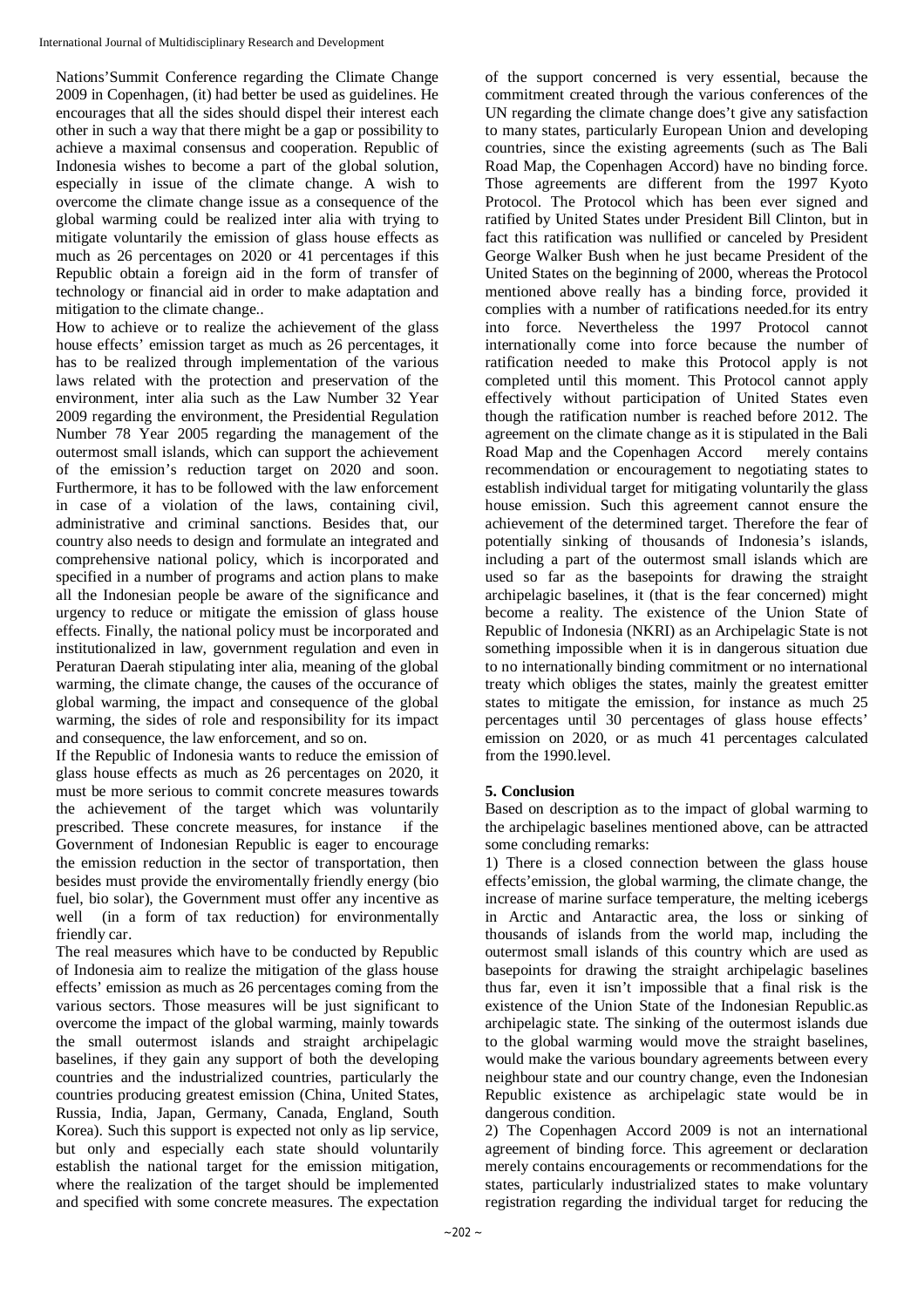Nations'Summit Conference regarding the Climate Change 2009 in Copenhagen, (it) had better be used as guidelines. He encourages that all the sides should dispel their interest each other in such a way that there might be a gap or possibility to achieve a maximal consensus and cooperation. Republic of Indonesia wishes to become a part of the global solution, especially in issue of the climate change. A wish to overcome the climate change issue as a consequence of the global warming could be realized inter alia with trying to mitigate voluntarily the emission of glass house effects as much as 26 percentages on 2020 or 41 percentages if this Republic obtain a foreign aid in the form of transfer of technology or financial aid in order to make adaptation and mitigation to the climate change..

How to achieve or to realize the achievement of the glass house effects' emission target as much as 26 percentages, it has to be realized through implementation of the various laws related with the protection and preservation of the environment, inter alia such as the Law Number 32 Year 2009 regarding the environment, the Presidential Regulation Number 78 Year 2005 regarding the management of the outermost small islands, which can support the achievement of the emission's reduction target on 2020 and soon. Furthermore, it has to be followed with the law enforcement in case of a violation of the laws, containing civil, administrative and criminal sanctions. Besides that, our country also needs to design and formulate an integrated and comprehensive national policy, which is incorporated and specified in a number of programs and action plans to make all the Indonesian people be aware of the significance and urgency to reduce or mitigate the emission of glass house effects. Finally, the national policy must be incorporated and institutionalized in law, government regulation and even in Peraturan Daerah stipulating inter alia, meaning of the global warming, the climate change, the causes of the occurance of global warming, the impact and consequence of the global warming, the sides of role and responsibility for its impact and consequence, the law enforcement, and so on.

If the Republic of Indonesia wants to reduce the emission of glass house effects as much as 26 percentages on 2020, it must be more serious to commit concrete measures towards the achievement of the target which was voluntarily prescribed. These concrete measures, for instance if the Government of Indonesian Republic is eager to encourage the emission reduction in the sector of transportation, then besides must provide the enviromentally friendly energy (bio fuel, bio solar), the Government must offer any incentive as well (in a form of tax reduction) for environmentally friendly car.

The real measures which have to be conducted by Republic of Indonesia aim to realize the mitigation of the glass house effects' emission as much as 26 percentages coming from the various sectors. Those measures will be just significant to overcome the impact of the global warming, mainly towards the small outermost islands and straight archipelagic baselines, if they gain any support of both the developing countries and the industrialized countries, particularly the countries producing greatest emission (China, United States, Russia, India, Japan, Germany, Canada, England, South Korea). Such this support is expected not only as lip service, but only and especially each state should voluntarily establish the national target for the emission mitigation, where the realization of the target should be implemented and specified with some concrete measures. The expectation of the support concerned is very essential, because the commitment created through the various conferences of the UN regarding the climate change does't give any satisfaction to many states, particularly European Union and developing countries, since the existing agreements (such as The Bali Road Map, the Copenhagen Accord) have no binding force. Those agreements are different from the 1997 Kyoto Protocol. The Protocol which has been ever signed and ratified by United States under President Bill Clinton, but in fact this ratification was nullified or canceled by President George Walker Bush when he just became President of the United States on the beginning of 2000, whereas the Protocol mentioned above really has a binding force, provided it complies with a number of ratifications needed.for its entry into force. Nevertheless the 1997 Protocol cannot internationally come into force because the number of ratification needed to make this Protocol apply is not completed until this moment. This Protocol cannot apply effectively without participation of United States even though the ratification number is reached before 2012. The agreement on the climate change as it is stipulated in the Bali Road Map and the Copenhagen Accord merely contains recommendation or encouragement to negotiating states to establish individual target for mitigating voluntarily the glass house emission. Such this agreement cannot ensure the achievement of the determined target. Therefore the fear of potentially sinking of thousands of Indonesia's islands, including a part of the outermost small islands which are used so far as the basepoints for drawing the straight archipelagic baselines, it (that is the fear concerned) might become a reality. The existence of the Union State of Republic of Indonesia (NKRI) as an Archipelagic State is not something impossible when it is in dangerous situation due to no internationally binding commitment or no international treaty which obliges the states, mainly the greatest emitter states to mitigate the emission, for instance as much 25 percentages until 30 percentages of glass house effects' emission on 2020, or as much 41 percentages calculated from the 1990.level.

## 5. Conclusion

Based on description as to the impact of global warming to the archipelagic baselines mentioned above, can be attracted some concluding remarks:

1) There is a closed connection between the glass house effects'emission, the global warming, the climate change, the increase of marine surface temperature, the melting icebergs in Arctic and Antaractic area, the loss or sinking of thousands of islands from the world map, including the outermost small islands of this country which are used as basepoints for drawing the straight archipelagic baselines thus far, even it isn't impossible that a final risk is the existence of the Union State of the Indonesian Republic.as archipelagic state. The sinking of the outermost islands due to the global warming would move the straight baselines, would make the various boundary agreements between every neighbour state and our country change, even the Indonesian Republic existence as archipelagic state would be in dangerous condition.

2) The Copenhagen Accord 2009 is not an international agreement of binding force. This agreement or declaration merely contains encouragements or recommendations for the states, particularly industrialized states to make voluntary registration regarding the individual target for reducing the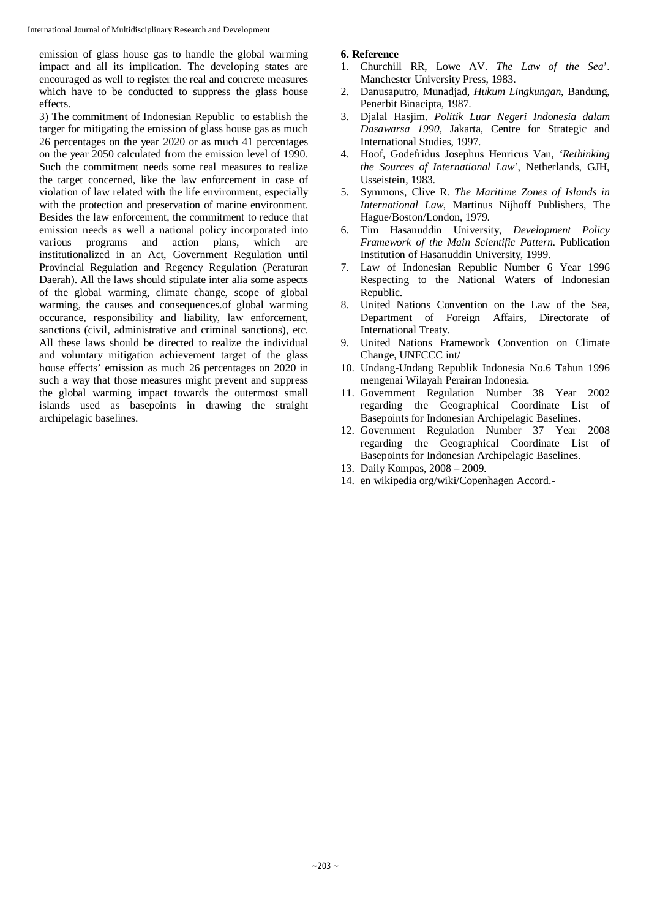emission of glass house gas to handle the global warming impact and all its implication. The developing states are encouraged as well to register the real and concrete measures which have to be conducted to suppress the glass house effects.

3) The commitment of Indonesian Republic to establish the targer for mitigating the emission of glass house gas as much 26 percentages on the year 2020 or as much 41 percentages on the year 2050 calculated from the emission level of 1990. Such the commitment needs some real measures to realize the target concerned, like the law enforcement in case of violation of law related with the life environment, especially with the protection and preservation of marine environment. Besides the law enforcement, the commitment to reduce that emission needs as well a national policy incorporated into various programs and action plans, which are institutionalized in an Act, Government Regulation until Provincial Regulation and Regency Regulation (Peraturan Daerah). All the laws should stipulate inter alia some aspects of the global warming, climate change, scope of global warming, the causes and consequences.of global warming occurance, responsibility and liability, law enforcement, sanctions (civil, administrative and criminal sanctions), etc. All these laws should be directed to realize the individual and voluntary mitigation achievement target of the glass house effects' emission as much 26 percentages on 2020 in such a way that those measures might prevent and suppress the global warming impact towards the outermost small islands used as basepoints in drawing the straight archipelagic baselines.

**6. Reference**

1. Churchill RR, Lowe AV. *The Law of the Sea*'. Manchester University Press, 1983.
2. Danusaputro, Munadjad, *Hukum Lingkungan*, Bandung, Penerbit Binacipta, 1987.
3. Djalal Hasjim. *Politik Luar Negeri Indonesia dalam Dasawarsa 1990*, Jakarta, Centre for Strategic and International Studies, 1997.
4. Hoof, Godefridus Josephus Henricus Van, *'Rethinking the Sources of International Law'*, Netherlands, GJH, Usseistein, 1983.
5. Symmons, Clive R. *The Maritime Zones of Islands in International Law*, Martinus Nijhoff Publishers, The Hague/Boston/London, 1979.
6. Tim Hasanuddin University, *Development Policy Framework of the Main Scientific Pattern*. Publication Institution of Hasanuddin University, 1999.
7. Law of Indonesian Republic Number 6 Year 1996 Respecting to the National Waters of Indonesian Republic.
8. United Nations Convention on the Law of the Sea, Department of Foreign Affairs, Directorate of International Treaty.
9. United Nations Framework Convention on Climate Change, UNFCCC int/
10. Undang-Undang Republik Indonesia No.6 Tahun 1996 mengenai Wilayah Perairan Indonesia.
11. Government Regulation Number 38 Year 2002 regarding the Geographical Coordinate List of Basepoints for Indonesian Archipelagic Baselines.
12. Government Regulation Number 37 Year 2008 regarding the Geographical Coordinate List of Basepoints for Indonesian Archipelagic Baselines.
13. Daily Kompas, 2008 – 2009.
14. en wikipedia org/wiki/Copenhagen Accord.-